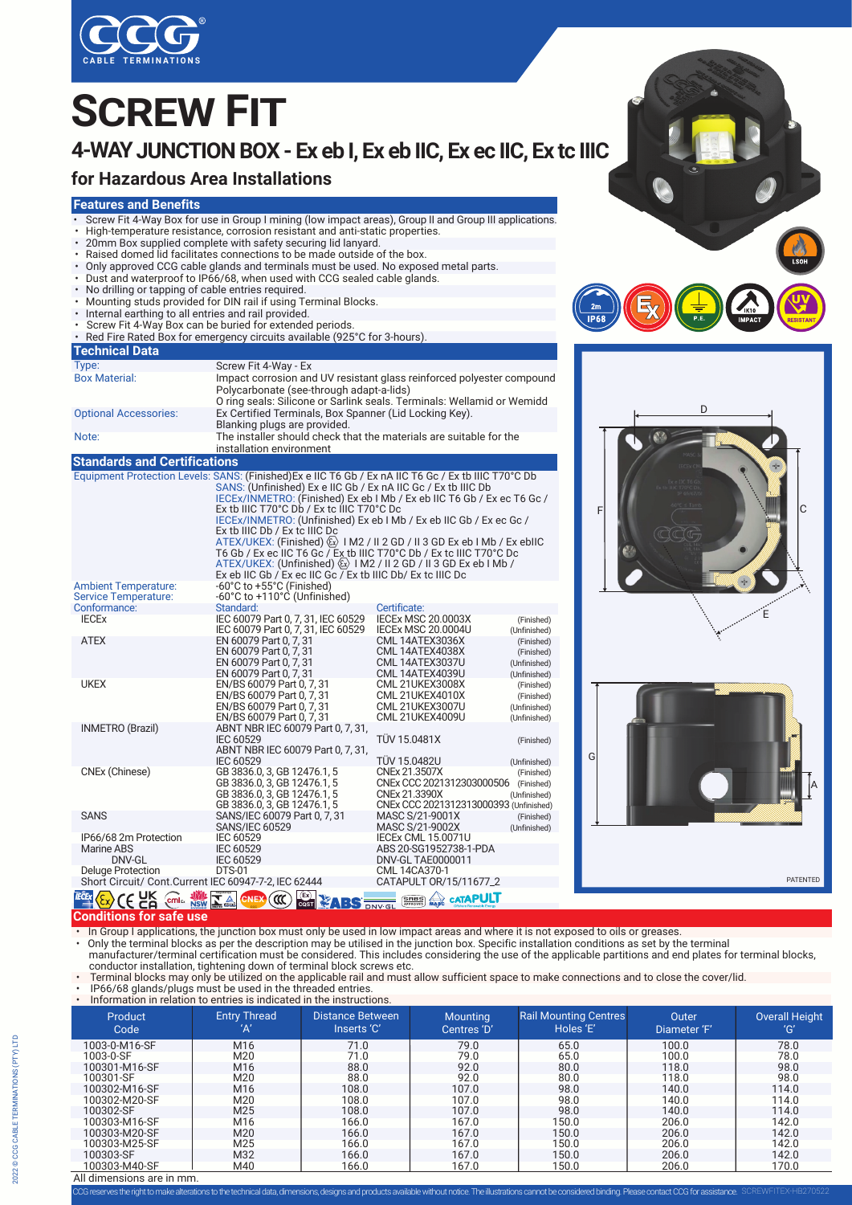# SCREW FIT

## 4-WAY JUNCTION BOX - Ex eb I, Ex eb IIC, Ex ec IIC, Ex tc IIIC

### for Hazardous Area Installations

## Features and Benefits

- Screw Fit 4-Way Box for use in Group I mining (low impact areas), Group II and Group III applications.
- High-temperature resistance, corrosion resistant and anti-static properties.
- 20mm Box supplied complete with safety securing lid lanyard.
- Raised domed lid facilitates connections to be made outside of the box.
- Only approved CCG cable glands and terminals must be used. No exposed metal parts.
- Dust and waterproof to IP66/68, when used with CCG sealed cable glands.
- No drilling or tapping of cable entries required.
- Mounting studs provided for DIN rail if using Terminal Blocks.
- Internal earthing to all entries and rail provided.
- Screw Fit 4-Way Box can be buried for extended periods.
- Red Fire Rated Box for emergency circuits available (925°C for 3-hours).

## Technical Data

| | |
|---|---|
| Type: | Screw Fit 4-Way - Ex |
| Box Material: | Impact corrosion and UV resistant glass reinforced polyester compound<br>Polycarbonate (see-through adapt-a-lids)<br>O ring seals: Silicone or Sarlink seals. Terminals: Wellamid or Wemidd |
| Optional Accessories: | Ex Certified Terminals, Box Spanner (Lid Locking Key).<br>Blanking plugs are provided. |
| Note: | The installer should check that the materials are suitable for the installation environment |

## Standards and Certifications

Equipment Protection Levels:
- SANS: (Finished)Ex e IIC T6 Gb / Ex nA IIC T6 Gc / Ex tb IIIC T70°C Db
- SANS: (Unfinished) Ex e IIC Gb / Ex nA IIC Gc / Ex tb IIIC Db
- IECEx/INMETRO: (Finished) Ex eb I Mb / Ex eb IIC T6 Gb / Ex ec T6 Gc / Ex tb IIIC T70°C Db / Ex tc IIIC T70°C Dc
- IECEx/INMETRO: (Unfinished) Ex eb I Mb / Ex eb IIC Gb / Ex ec Gc / Ex tb IIIC Db / Ex tc IIIC Dc
- ATEX/UKEX: (Finished) Ex I M2 / II 2 GD / II 3 GD Ex eb I Mb / Ex ebIIC T6 Gb / Ex ec IIC T6 Gc / Ex tb IIIC T70°C Db / Ex tc IIIC T70°C Dc
- ATEX/UKEX: (Unfinished) Ex I M2 / II 2 GD / II 3 GD Ex eb I Mb / Ex eb IIC Gb / Ex ec IIC Gc / Ex tb IIIC Db/ Ex tc IIIC Dc

Ambient Temperature: -60°C to +55°C (Finished)
Service Temperature: -60°C to +110°C (Unfinished)

| Conformance: | Standard: | Certificate: | |
|---|---|---|---|
| IECEx | IEC 60079 Part 0, 7, 31, IEC 60529 | IECEx MSC 20.0003X | (Finished) |
| | IEC 60079 Part 0, 7, 31, IEC 60529 | IECEx MSC 20.0004U | (Unfinished) |
| ATEX | EN 60079 Part 0, 7, 31 | CML 14ATEX3036X | (Finished) |
| | EN 60079 Part 0, 7, 31 | CML 14ATEX4038X | (Finished) |
| | EN 60079 Part 0, 7, 31 | CML 14ATEX3037U | (Unfinished) |
| | EN 60079 Part 0, 7, 31 | CML 14ATEX4039U | (Unfinished) |
| UKEX | EN/BS 60079 Part 0, 7, 31 | CML 21UKEX3008X | (Finished) |
| | EN/BS 60079 Part 0, 7, 31 | CML 21UKEX4010X | (Finished) |
| | EN/BS 60079 Part 0, 7, 31 | CML 21UKEX3007U | (Unfinished) |
| | EN/BS 60079 Part 0, 7, 31 | CML 21UKEX4009U | (Unfinished) |
| INMETRO (Brazil) | ABNT NBR IEC 60079 Part 0, 7, 31, IEC 60529 | TÜV 15.0481X | (Finished) |
| | ABNT NBR IEC 60079 Part 0, 7, 31, IEC 60529 | TÜV 15.0482U | (Unfinished) |
| CNEx (Chinese) | GB 3836.0, 3, GB 12476.1, 5 | CNEx 21.3507X | (Finished) |
| | GB 3836.0, 3, GB 12476.1, 5 | CNEx CCC 2021312303000506 | (Finished) |
| | GB 3836.0, 3, GB 12476.1, 5 | CNEx 21.3390X | (Unfinished) |
| | GB 3836.0, 3, GB 12476.1, 5 | CNEx CCC 2021312313000393 | (Unfinished) |
| SANS | SANS/IEC 60079 Part 0, 7, 31 | MASC S/21-9001X | (Finished) |
| | SANS/IEC 60529 | MASC S/21-9002X | (Unfinished) |
| IP66/68 2m Protection | IEC 60529 | IECEx CML 15.0071U | |
| Marine ABS | IEC 60529 | ABS 20-SG1952738-1-PDA | |
| DNV-GL | IEC 60529 | DNV-GL TAE0000011 | |
| Deluge Protection | DTS-01 | CML 14CA370-1 | |
| Short Circuit/ Cont.Current | IEC 60947-7-2, IEC 62444 | CATAPULT OR/15/11677_2 | |

## Conditions for safe use

- In Group I applications, the junction box must only be used in low impact areas and where it is not exposed to oils or greases.
- Only the terminal blocks as per the description may be utilised in the junction box. Specific installation conditions as set by the terminal manufacturer/terminal certification must be considered. This includes considering the use of the applicable partitions and end plates for terminal blocks, conductor installation, tightening down of terminal block screws etc.
- Terminal blocks may only be utilized on the applicable rail and must allow sufficient space to make connections and to close the cover/lid.
- IP66/68 glands/plugs must be used in the threaded entries.
- Information in relation to entries is indicated in the instructions.

| Product Code | Entry Thread 'A' | Distance Between Inserts 'C' | Mounting Centres 'D' | Rail Mounting Centres Holes 'E' | Outer Diameter 'F' | Overall Height 'G' |
|---|---|---|---|---|---|---|
| 1003-0-M16-SF | M16 | 71.0 | 79.0 | 65.0 | 100.0 | 78.0 |
| 1003-0-SF | M20 | 71.0 | 79.0 | 65.0 | 100.0 | 78.0 |
| 100301-M16-SF | M16 | 88.0 | 92.0 | 80.0 | 118.0 | 98.0 |
| 100301-SF | M20 | 88.0 | 92.0 | 80.0 | 118.0 | 98.0 |
| 100302-M16-SF | M16 | 108.0 | 107.0 | 98.0 | 140.0 | 114.0 |
| 100302-M20-SF | M20 | 108.0 | 107.0 | 98.0 | 140.0 | 114.0 |
| 100302-SF | M25 | 108.0 | 107.0 | 98.0 | 140.0 | 114.0 |
| 100303-M16-SF | M16 | 166.0 | 167.0 | 150.0 | 206.0 | 142.0 |
| 100303-M20-SF | M20 | 166.0 | 167.0 | 150.0 | 206.0 | 142.0 |
| 100303-M25-SF | M25 | 166.0 | 167.0 | 150.0 | 206.0 | 142.0 |
| 100303-SF | M32 | 166.0 | 167.0 | 150.0 | 206.0 | 142.0 |
| 100303-M40-SF | M40 | 166.0 | 167.0 | 150.0 | 206.0 | 170.0 |

All dimensions are in mm.

PATENTED

CCG reserves the right to make alterations to the technical data, dimensions, designs and products available without notice. The illustrations cannot be considered binding. Please contact CCG for assistance. SCREWFITEX-HB270522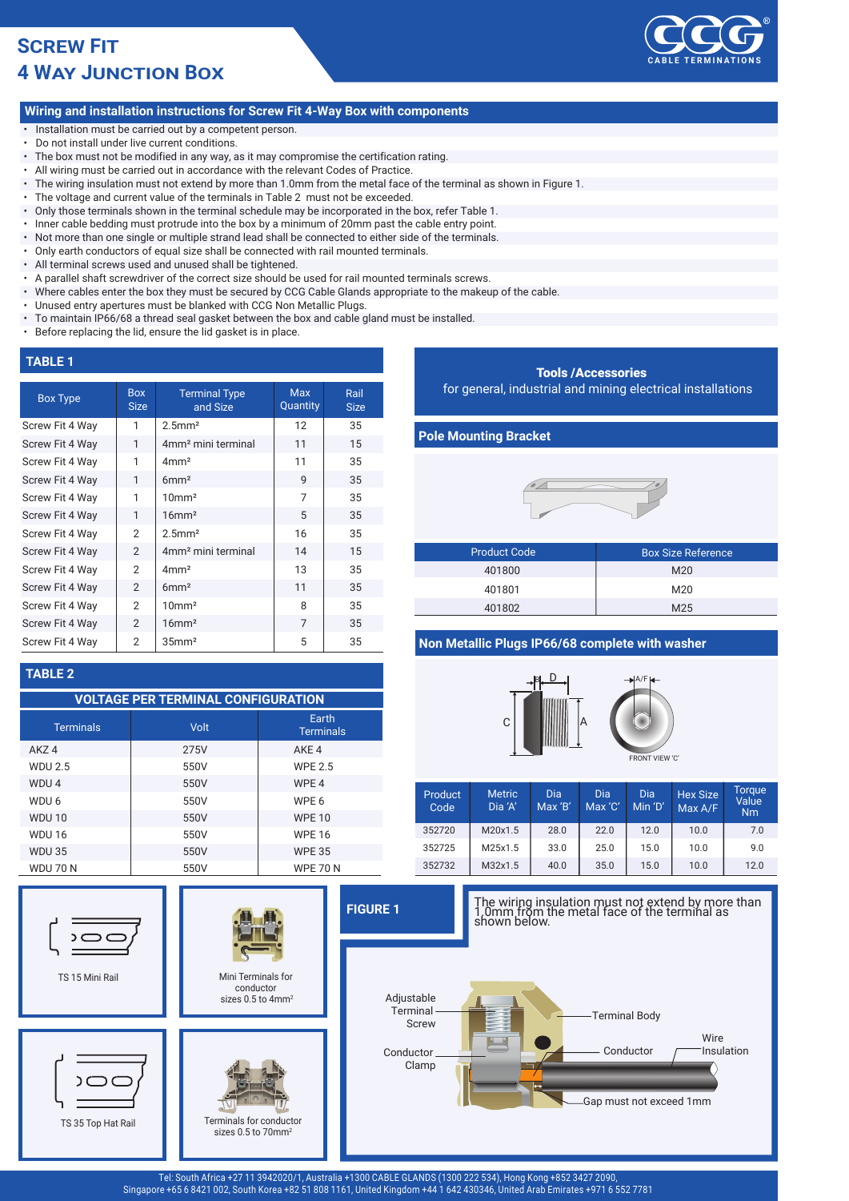# Screw Fit
# 4 Way Junction Box

CCG CABLE TERMINATIONS

## Wiring and installation instructions for Screw Fit 4-Way Box with components

- Installation must be carried out by a competent person.
- Do not install under live current conditions.
- The box must not be modified in any way, as it may compromise the certification rating.
- All wiring must be carried out in accordance with the relevant Codes of Practice.
- The wiring insulation must not extend by more than 1.0mm from the metal face of the terminal as shown in Figure 1.
- The voltage and current value of the terminals in Table 2 must not be exceeded.
- Only those terminals shown in the terminal schedule may be incorporated in the box, refer Table 1.
- Inner cable bedding must protrude into the box by a minimum of 20mm past the cable entry point.
- Not more than one single or multiple strand lead shall be connected to either side of the terminals.
- Only earth conductors of equal size shall be connected with rail mounted terminals.
- All terminal screws used and unused shall be tightened.
- A parallel shaft screwdriver of the correct size should be used for rail mounted terminals screws.
- Where cables enter the box they must be secured by CCG Cable Glands appropriate to the makeup of the cable.
- Unused entry apertures must be blanked with CCG Non Metallic Plugs.
- To maintain IP66/68 a thread seal gasket between the box and cable gland must be installed.
- Before replacing the lid, ensure the lid gasket is in place.

## TABLE 1

| Box Type | Box Size | Terminal Type and Size | Max Quantity | Rail Size |
|---|---|---|---|---|
| Screw Fit 4 Way | 1 | 2.5mm² | 12 | 35 |
| Screw Fit 4 Way | 1 | 4mm² mini terminal | 11 | 15 |
| Screw Fit 4 Way | 1 | 4mm² | 11 | 35 |
| Screw Fit 4 Way | 1 | 6mm² | 9 | 35 |
| Screw Fit 4 Way | 1 | 10mm² | 7 | 35 |
| Screw Fit 4 Way | 1 | 16mm² | 5 | 35 |
| Screw Fit 4 Way | 2 | 2.5mm² | 16 | 35 |
| Screw Fit 4 Way | 2 | 4mm² mini terminal | 14 | 15 |
| Screw Fit 4 Way | 2 | 4mm² | 13 | 35 |
| Screw Fit 4 Way | 2 | 6mm² | 11 | 35 |
| Screw Fit 4 Way | 2 | 10mm² | 8 | 35 |
| Screw Fit 4 Way | 2 | 16mm² | 7 | 35 |
| Screw Fit 4 Way | 2 | 35mm² | 5 | 35 |

## TABLE 2

| VOLTAGE PER TERMINAL CONFIGURATION | | |
|---|---|---|
| Terminals | Volt | Earth Terminals |
| AKZ 4 | 275V | AKE 4 |
| WDU 2.5 | 550V | WPE 2.5 |
| WDU 4 | 550V | WPE 4 |
| WDU 6 | 550V | WPE 6 |
| WDU 10 | 550V | WPE 10 |
| WDU 16 | 550V | WPE 16 |
| WDU 35 | 550V | WPE 35 |
| WDU 70 N | 550V | WPE 70 N |

## Tools /Accessories
for general, industrial and mining electrical installations

### Pole Mounting Bracket

| Product Code | Box Size Reference |
|---|---|
| 401800 | M20 |
| 401801 | M20 |
| 401802 | M25 |

### Non Metallic Plugs IP66/68 complete with washer

D, C, A, A/F, B

FRONT VIEW 'C'

| Product Code | Metric Dia 'A' | Dia Max 'B' | Dia Max 'C' | Dia Min 'D' | Hex Size Max A/F | Torque Value Nm |
|---|---|---|---|---|---|---|
| 352720 | M20x1.5 | 28.0 | 22.0 | 12.0 | 10.0 | 7.0 |
| 352725 | M25x1.5 | 33.0 | 25.0 | 15.0 | 10.0 | 9.0 |
| 352732 | M32x1.5 | 40.0 | 35.0 | 15.0 | 10.0 | 12.0 |

TS 15 Mini Rail

Mini Terminals for conductor sizes 0.5 to 4mm²

TS 35 Top Hat Rail

Terminals for conductor sizes 0.5 to 70mm²

## FIGURE 1

The wiring insulation must not extend by more than 1.0mm from the metal face of the terminal as shown below.

Adjustable Terminal Screw

Terminal Body

Conductor Clamp

Conductor

Wire Insulation

Gap must not exceed 1mm

Tel: South Africa +27 11 3942020/1, Australia +1300 CABLE GLANDS (1300 222 534), Hong Kong +852 3427 2090,
Singapore +65 6 8421 002, South Korea +82 51 808 1161, United Kingdom +44 1 642 430346, United Arab Emirates +971 6 552 7781